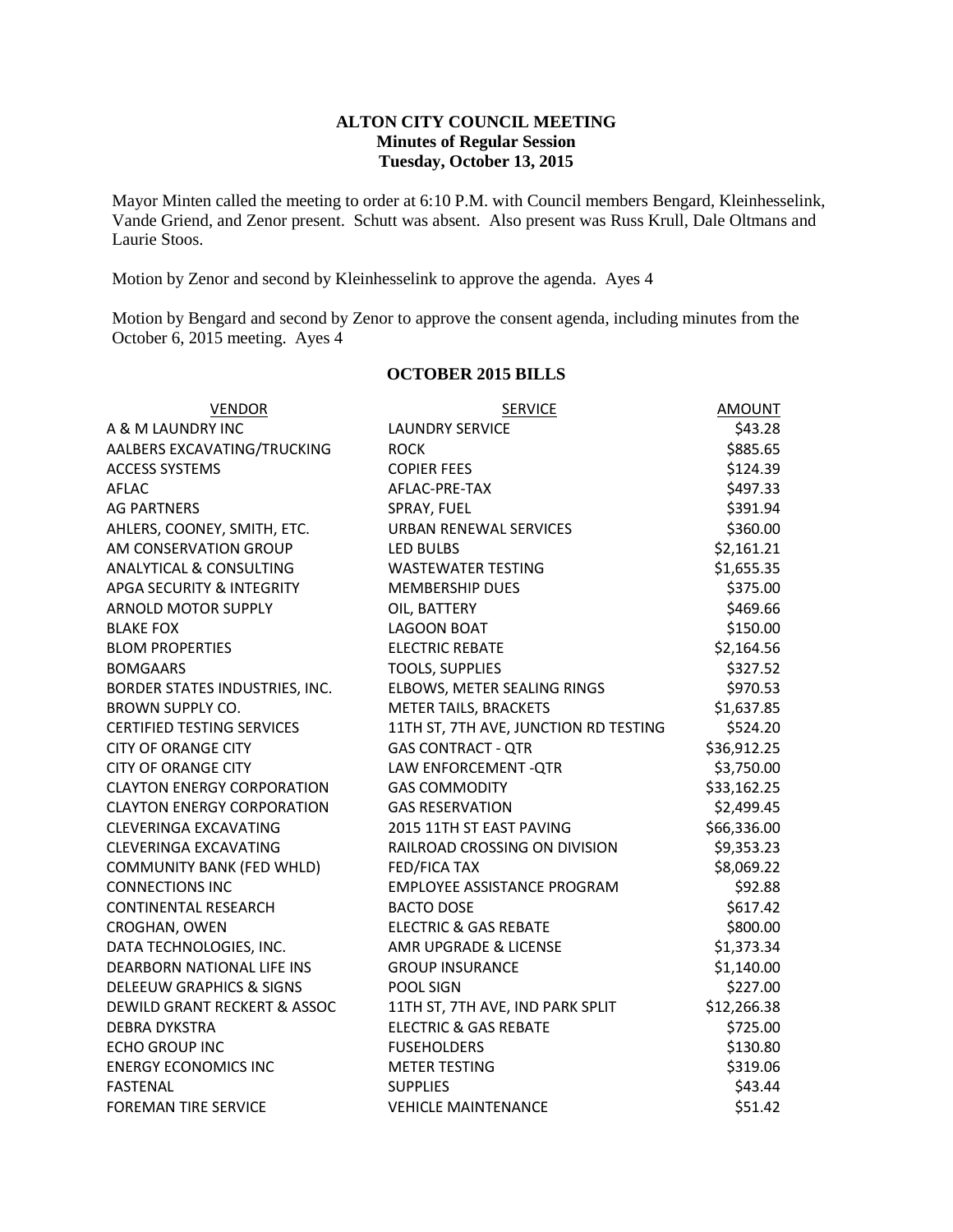**ALTON CITY COUNCIL MEETING**
**Minutes of Regular Session**
**Tuesday, October 13, 2015**

Mayor Minten called the meeting to order at 6:10 P.M. with Council members Bengard, Kleinhesselink, Vande Griend, and Zenor present. Schutt was absent. Also present was Russ Krull, Dale Oltmans and Laurie Stoos.

Motion by Zenor and second by Kleinhesselink to approve the agenda. Ayes 4

Motion by Bengard and second by Zenor to approve the consent agenda, including minutes from the October 6, 2015 meeting. Ayes 4

**OCTOBER 2015 BILLS**

| VENDOR | SERVICE | AMOUNT |
|---|---|---|
| A & M LAUNDRY INC | LAUNDRY SERVICE | $43.28 |
| AALBERS EXCAVATING/TRUCKING | ROCK | $885.65 |
| ACCESS SYSTEMS | COPIER FEES | $124.39 |
| AFLAC | AFLAC-PRE-TAX | $497.33 |
| AG PARTNERS | SPRAY, FUEL | $391.94 |
| AHLERS, COONEY, SMITH, ETC. | URBAN RENEWAL SERVICES | $360.00 |
| AM CONSERVATION GROUP | LED BULBS | $2,161.21 |
| ANALYTICAL & CONSULTING | WASTEWATER TESTING | $1,655.35 |
| APGA SECURITY & INTEGRITY | MEMBERSHIP DUES | $375.00 |
| ARNOLD MOTOR SUPPLY | OIL, BATTERY | $469.66 |
| BLAKE FOX | LAGOON BOAT | $150.00 |
| BLOM PROPERTIES | ELECTRIC REBATE | $2,164.56 |
| BOMGAARS | TOOLS, SUPPLIES | $327.52 |
| BORDER STATES INDUSTRIES, INC. | ELBOWS, METER SEALING RINGS | $970.53 |
| BROWN SUPPLY CO. | METER TAILS, BRACKETS | $1,637.85 |
| CERTIFIED TESTING SERVICES | 11TH ST, 7TH AVE, JUNCTION RD TESTING | $524.20 |
| CITY OF ORANGE CITY | GAS CONTRACT - QTR | $36,912.25 |
| CITY OF ORANGE CITY | LAW ENFORCEMENT -QTR | $3,750.00 |
| CLAYTON ENERGY CORPORATION | GAS COMMODITY | $33,162.25 |
| CLAYTON ENERGY CORPORATION | GAS RESERVATION | $2,499.45 |
| CLEVERINGA EXCAVATING | 2015 11TH ST EAST PAVING | $66,336.00 |
| CLEVERINGA EXCAVATING | RAILROAD CROSSING ON DIVISION | $9,353.23 |
| COMMUNITY BANK (FED WHLD) | FED/FICA TAX | $8,069.22 |
| CONNECTIONS INC | EMPLOYEE ASSISTANCE PROGRAM | $92.88 |
| CONTINENTAL RESEARCH | BACTO DOSE | $617.42 |
| CROGHAN, OWEN | ELECTRIC & GAS REBATE | $800.00 |
| DATA TECHNOLOGIES, INC. | AMR UPGRADE & LICENSE | $1,373.34 |
| DEARBORN NATIONAL LIFE INS | GROUP INSURANCE | $1,140.00 |
| DELEEUW GRAPHICS & SIGNS | POOL SIGN | $227.00 |
| DEWILD GRANT RECKERT & ASSOC | 11TH ST, 7TH AVE, IND PARK SPLIT | $12,266.38 |
| DEBRA DYKSTRA | ELECTRIC & GAS REBATE | $725.00 |
| ECHO GROUP INC | FUSEHOLDERS | $130.80 |
| ENERGY ECONOMICS INC | METER TESTING | $319.06 |
| FASTENAL | SUPPLIES | $43.44 |
| FOREMAN TIRE SERVICE | VEHICLE MAINTENANCE | $51.42 |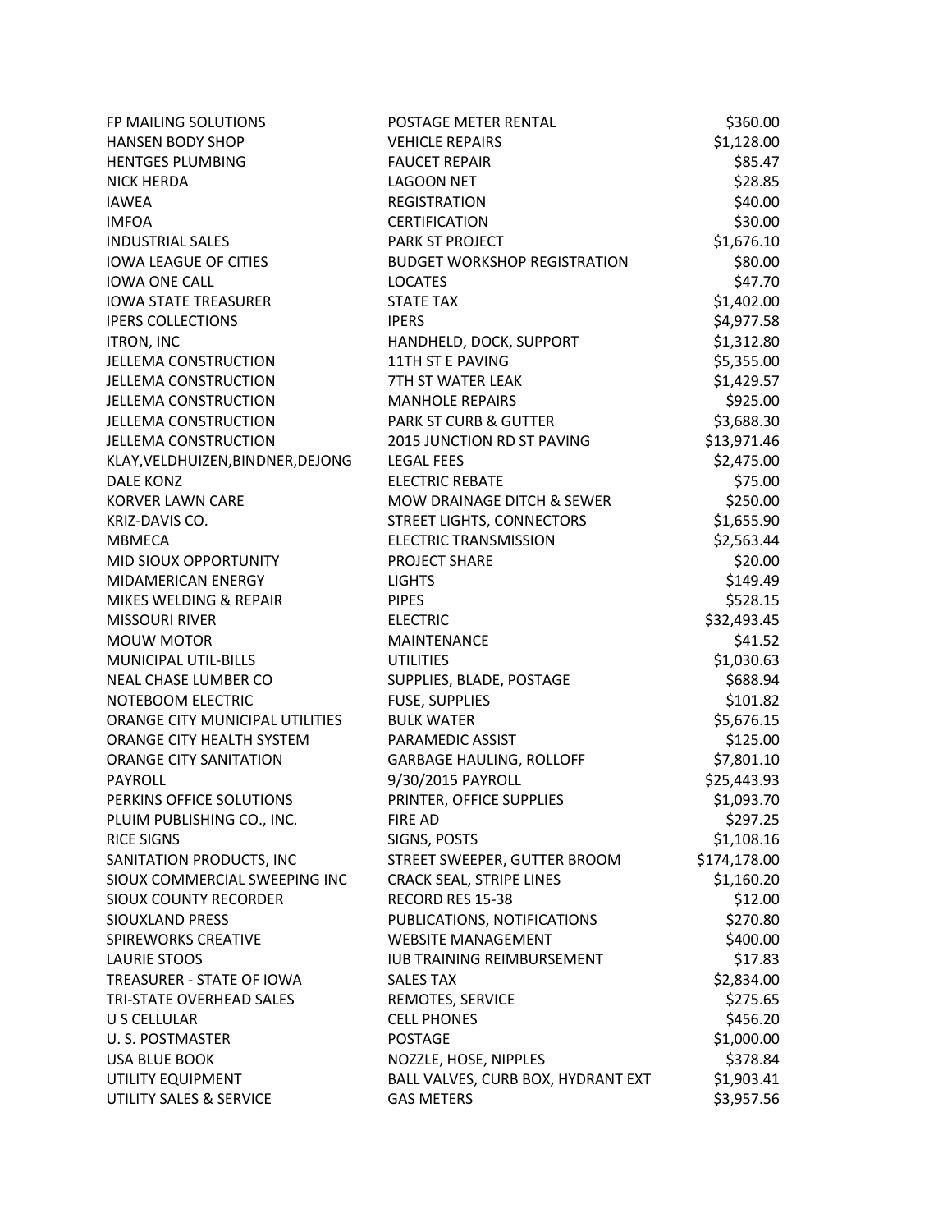| | | |
|---|---|---|
| FP MAILING SOLUTIONS | POSTAGE METER RENTAL | $360.00 |
| HANSEN BODY SHOP | VEHICLE REPAIRS | $1,128.00 |
| HENTGES PLUMBING | FAUCET REPAIR | $85.47 |
| NICK HERDA | LAGOON NET | $28.85 |
| IAWEA | REGISTRATION | $40.00 |
| IMFOA | CERTIFICATION | $30.00 |
| INDUSTRIAL SALES | PARK ST PROJECT | $1,676.10 |
| IOWA LEAGUE OF CITIES | BUDGET WORKSHOP REGISTRATION | $80.00 |
| IOWA ONE CALL | LOCATES | $47.70 |
| IOWA STATE TREASURER | STATE TAX | $1,402.00 |
| IPERS COLLECTIONS | IPERS | $4,977.58 |
| ITRON, INC | HANDHELD, DOCK, SUPPORT | $1,312.80 |
| JELLEMA CONSTRUCTION | 11TH ST E PAVING | $5,355.00 |
| JELLEMA CONSTRUCTION | 7TH ST WATER LEAK | $1,429.57 |
| JELLEMA CONSTRUCTION | MANHOLE REPAIRS | $925.00 |
| JELLEMA CONSTRUCTION | PARK ST CURB & GUTTER | $3,688.30 |
| JELLEMA CONSTRUCTION | 2015 JUNCTION RD ST PAVING | $13,971.46 |
| KLAY,VELDHUIZEN,BINDNER,DEJONG | LEGAL FEES | $2,475.00 |
| DALE KONZ | ELECTRIC REBATE | $75.00 |
| KORVER LAWN CARE | MOW DRAINAGE DITCH & SEWER | $250.00 |
| KRIZ-DAVIS CO. | STREET LIGHTS, CONNECTORS | $1,655.90 |
| MBMECA | ELECTRIC TRANSMISSION | $2,563.44 |
| MID SIOUX OPPORTUNITY | PROJECT SHARE | $20.00 |
| MIDAMERICAN ENERGY | LIGHTS | $149.49 |
| MIKES WELDING & REPAIR | PIPES | $528.15 |
| MISSOURI RIVER | ELECTRIC | $32,493.45 |
| MOUW MOTOR | MAINTENANCE | $41.52 |
| MUNICIPAL UTIL-BILLS | UTILITIES | $1,030.63 |
| NEAL CHASE LUMBER CO | SUPPLIES, BLADE, POSTAGE | $688.94 |
| NOTEBOOM ELECTRIC | FUSE, SUPPLIES | $101.82 |
| ORANGE CITY MUNICIPAL UTILITIES | BULK WATER | $5,676.15 |
| ORANGE CITY HEALTH SYSTEM | PARAMEDIC ASSIST | $125.00 |
| ORANGE CITY SANITATION | GARBAGE HAULING, ROLLOFF | $7,801.10 |
| PAYROLL | 9/30/2015 PAYROLL | $25,443.93 |
| PERKINS OFFICE SOLUTIONS | PRINTER, OFFICE SUPPLIES | $1,093.70 |
| PLUIM PUBLISHING CO., INC. | FIRE AD | $297.25 |
| RICE SIGNS | SIGNS, POSTS | $1,108.16 |
| SANITATION PRODUCTS, INC | STREET SWEEPER, GUTTER BROOM | $174,178.00 |
| SIOUX COMMERCIAL SWEEPING INC | CRACK SEAL, STRIPE LINES | $1,160.20 |
| SIOUX COUNTY RECORDER | RECORD RES 15-38 | $12.00 |
| SIOUXLAND PRESS | PUBLICATIONS, NOTIFICATIONS | $270.80 |
| SPIREWORKS CREATIVE | WEBSITE MANAGEMENT | $400.00 |
| LAURIE STOOS | IUB TRAINING REIMBURSEMENT | $17.83 |
| TREASURER - STATE OF IOWA | SALES TAX | $2,834.00 |
| TRI-STATE OVERHEAD SALES | REMOTES, SERVICE | $275.65 |
| U S CELLULAR | CELL PHONES | $456.20 |
| U. S. POSTMASTER | POSTAGE | $1,000.00 |
| USA BLUE BOOK | NOZZLE, HOSE, NIPPLES | $378.84 |
| UTILITY EQUIPMENT | BALL VALVES, CURB BOX, HYDRANT EXT | $1,903.41 |
| UTILITY SALES & SERVICE | GAS METERS | $3,957.56 |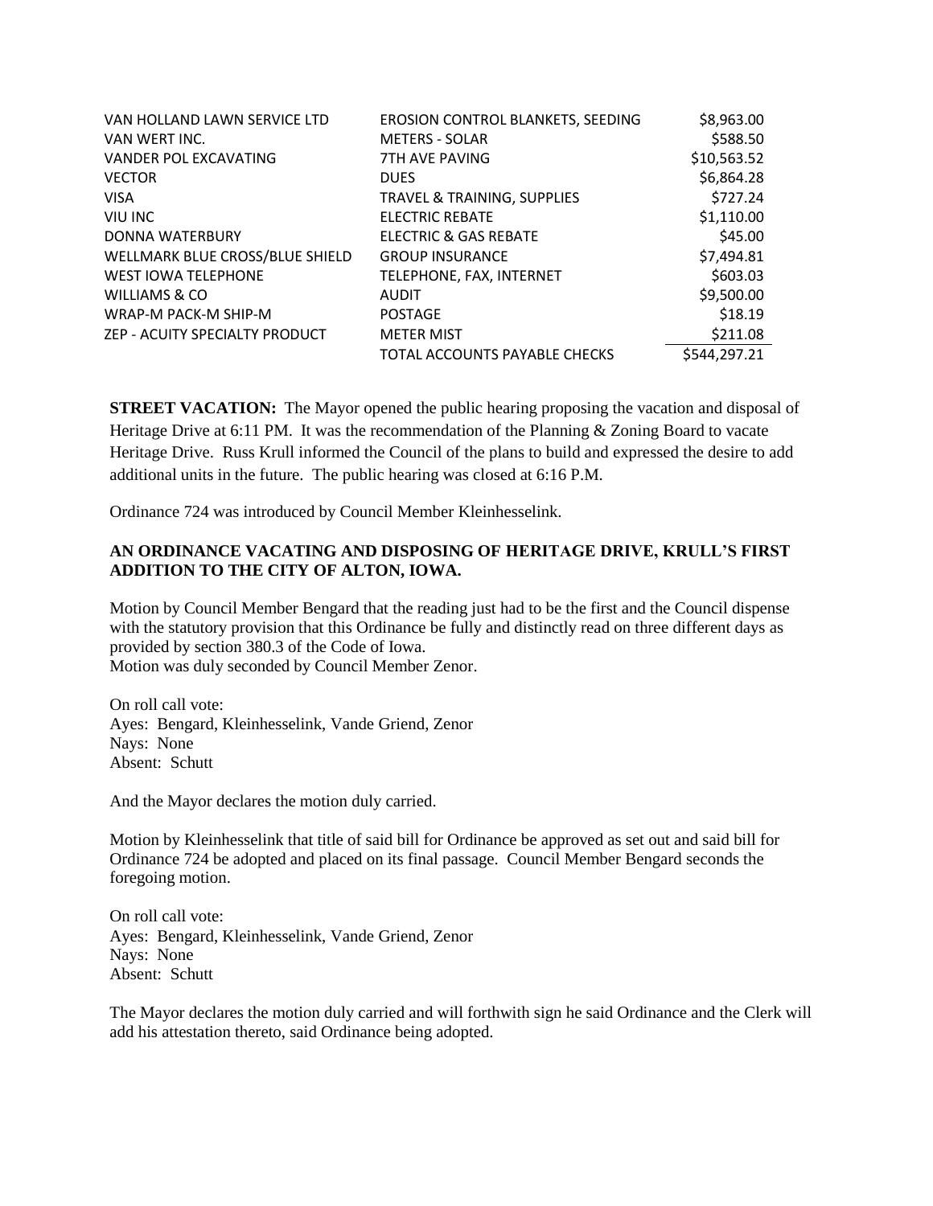| | | |
|---|---|---|
| VAN HOLLAND LAWN SERVICE LTD | EROSION CONTROL BLANKETS, SEEDING | $8,963.00 |
| VAN WERT INC. | METERS - SOLAR | $588.50 |
| VANDER POL EXCAVATING | 7TH AVE PAVING | $10,563.52 |
| VECTOR | DUES | $6,864.28 |
| VISA | TRAVEL & TRAINING, SUPPLIES | $727.24 |
| VIU INC | ELECTRIC REBATE | $1,110.00 |
| DONNA WATERBURY | ELECTRIC & GAS REBATE | $45.00 |
| WELLMARK BLUE CROSS/BLUE SHIELD | GROUP INSURANCE | $7,494.81 |
| WEST IOWA TELEPHONE | TELEPHONE, FAX, INTERNET | $603.03 |
| WILLIAMS & CO | AUDIT | $9,500.00 |
| WRAP-M PACK-M SHIP-M | POSTAGE | $18.19 |
| ZEP - ACUITY SPECIALTY PRODUCT | METER MIST | $211.08 |
| | TOTAL ACCOUNTS PAYABLE CHECKS | $544,297.21 |

**STREET VACATION:** The Mayor opened the public hearing proposing the vacation and disposal of Heritage Drive at 6:11 PM. It was the recommendation of the Planning & Zoning Board to vacate Heritage Drive. Russ Krull informed the Council of the plans to build and expressed the desire to add additional units in the future. The public hearing was closed at 6:16 P.M.

Ordinance 724 was introduced by Council Member Kleinhesselink.

**AN ORDINANCE VACATING AND DISPOSING OF HERITAGE DRIVE, KRULL'S FIRST ADDITION TO THE CITY OF ALTON, IOWA.**

Motion by Council Member Bengard that the reading just had to be the first and the Council dispense with the statutory provision that this Ordinance be fully and distinctly read on three different days as provided by section 380.3 of the Code of Iowa.
Motion was duly seconded by Council Member Zenor.

On roll call vote:
Ayes: Bengard, Kleinhesselink, Vande Griend, Zenor
Nays: None
Absent: Schutt

And the Mayor declares the motion duly carried.

Motion by Kleinhesselink that title of said bill for Ordinance be approved as set out and said bill for Ordinance 724 be adopted and placed on its final passage. Council Member Bengard seconds the foregoing motion.

On roll call vote:
Ayes: Bengard, Kleinhesselink, Vande Griend, Zenor
Nays: None
Absent: Schutt

The Mayor declares the motion duly carried and will forthwith sign he said Ordinance and the Clerk will add his attestation thereto, said Ordinance being adopted.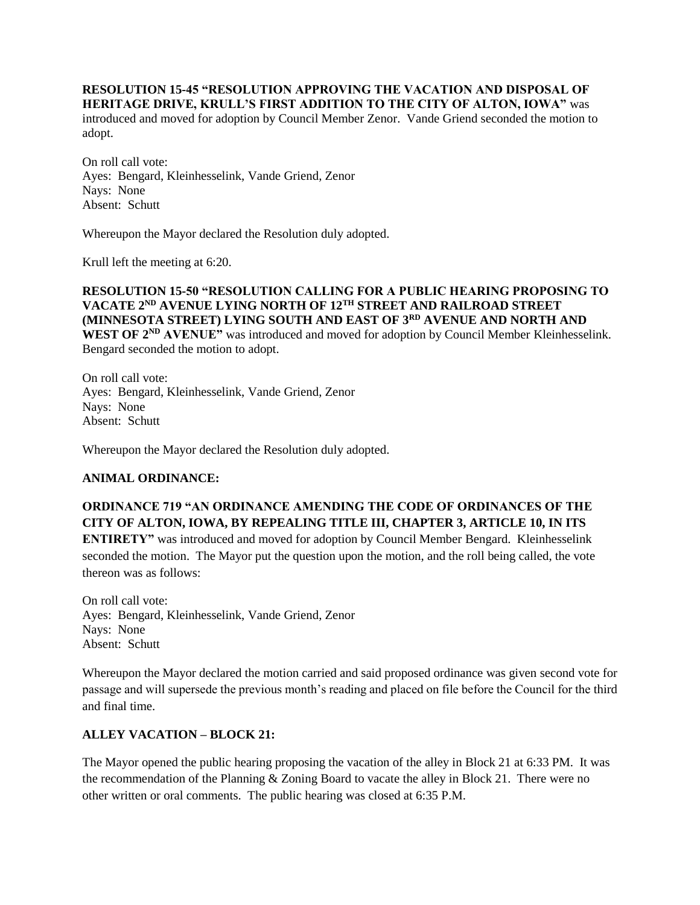**RESOLUTION 15-45 "RESOLUTION APPROVING THE VACATION AND DISPOSAL OF HERITAGE DRIVE, KRULL'S FIRST ADDITION TO THE CITY OF ALTON, IOWA"** was introduced and moved for adoption by Council Member Zenor. Vande Griend seconded the motion to adopt.

On roll call vote:
Ayes: Bengard, Kleinhesselink, Vande Griend, Zenor
Nays: None
Absent: Schutt

Whereupon the Mayor declared the Resolution duly adopted.

Krull left the meeting at 6:20.

**RESOLUTION 15-50 "RESOLUTION CALLING FOR A PUBLIC HEARING PROPOSING TO VACATE 2ND AVENUE LYING NORTH OF 12TH STREET AND RAILROAD STREET (MINNESOTA STREET) LYING SOUTH AND EAST OF 3RD AVENUE AND NORTH AND WEST OF 2ND AVENUE"** was introduced and moved for adoption by Council Member Kleinhesselink. Bengard seconded the motion to adopt.

On roll call vote:
Ayes: Bengard, Kleinhesselink, Vande Griend, Zenor
Nays: None
Absent: Schutt

Whereupon the Mayor declared the Resolution duly adopted.

**ANIMAL ORDINANCE:**

**ORDINANCE 719 "AN ORDINANCE AMENDING THE CODE OF ORDINANCES OF THE CITY OF ALTON, IOWA, BY REPEALING TITLE III, CHAPTER 3, ARTICLE 10, IN ITS ENTIRETY"** was introduced and moved for adoption by Council Member Bengard. Kleinhesselink seconded the motion. The Mayor put the question upon the motion, and the roll being called, the vote thereon was as follows:

On roll call vote:
Ayes: Bengard, Kleinhesselink, Vande Griend, Zenor
Nays: None
Absent: Schutt

Whereupon the Mayor declared the motion carried and said proposed ordinance was given second vote for passage and will supersede the previous month's reading and placed on file before the Council for the third and final time.

**ALLEY VACATION – BLOCK 21:**

The Mayor opened the public hearing proposing the vacation of the alley in Block 21 at 6:33 PM. It was the recommendation of the Planning & Zoning Board to vacate the alley in Block 21. There were no other written or oral comments. The public hearing was closed at 6:35 P.M.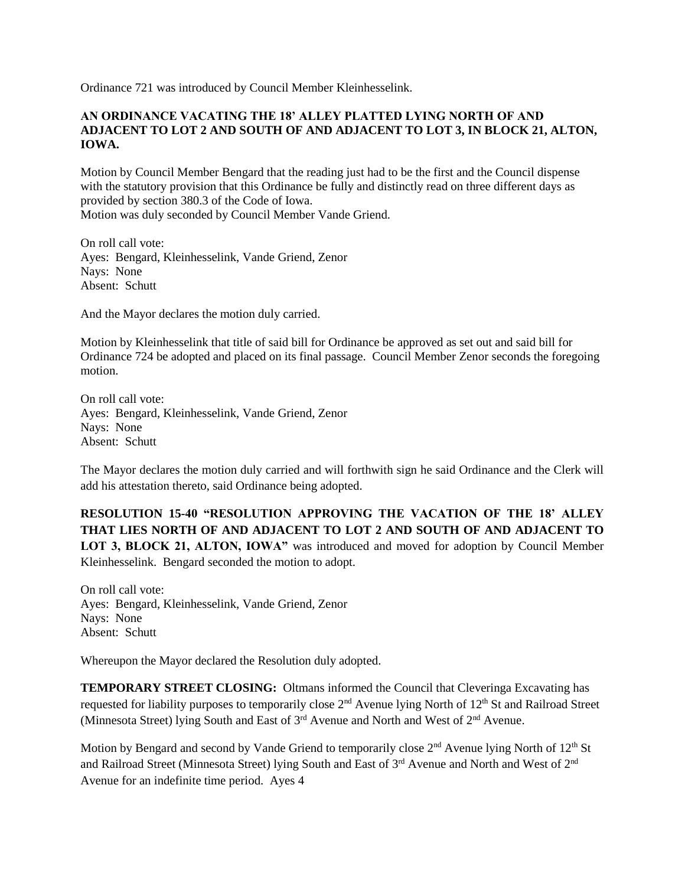Ordinance 721 was introduced by Council Member Kleinhesselink.

**AN ORDINANCE VACATING THE 18' ALLEY PLATTED LYING NORTH OF AND ADJACENT TO LOT 2 AND SOUTH OF AND ADJACENT TO LOT 3, IN BLOCK 21, ALTON, IOWA.**

Motion by Council Member Bengard that the reading just had to be the first and the Council dispense with the statutory provision that this Ordinance be fully and distinctly read on three different days as provided by section 380.3 of the Code of Iowa.
Motion was duly seconded by Council Member Vande Griend.

On roll call vote:
Ayes: Bengard, Kleinhesselink, Vande Griend, Zenor
Nays: None
Absent: Schutt

And the Mayor declares the motion duly carried.

Motion by Kleinhesselink that title of said bill for Ordinance be approved as set out and said bill for Ordinance 724 be adopted and placed on its final passage. Council Member Zenor seconds the foregoing motion.

On roll call vote:
Ayes: Bengard, Kleinhesselink, Vande Griend, Zenor
Nays: None
Absent: Schutt

The Mayor declares the motion duly carried and will forthwith sign he said Ordinance and the Clerk will add his attestation thereto, said Ordinance being adopted.

**RESOLUTION 15-40 "RESOLUTION APPROVING THE VACATION OF THE 18' ALLEY THAT LIES NORTH OF AND ADJACENT TO LOT 2 AND SOUTH OF AND ADJACENT TO LOT 3, BLOCK 21, ALTON, IOWA"** was introduced and moved for adoption by Council Member Kleinhesselink. Bengard seconded the motion to adopt.

On roll call vote:
Ayes: Bengard, Kleinhesselink, Vande Griend, Zenor
Nays: None
Absent: Schutt

Whereupon the Mayor declared the Resolution duly adopted.

**TEMPORARY STREET CLOSING:** Oltmans informed the Council that Cleveringa Excavating has requested for liability purposes to temporarily close 2nd Avenue lying North of 12th St and Railroad Street (Minnesota Street) lying South and East of 3rd Avenue and North and West of 2nd Avenue.

Motion by Bengard and second by Vande Griend to temporarily close 2nd Avenue lying North of 12th St and Railroad Street (Minnesota Street) lying South and East of 3rd Avenue and North and West of 2nd Avenue for an indefinite time period. Ayes 4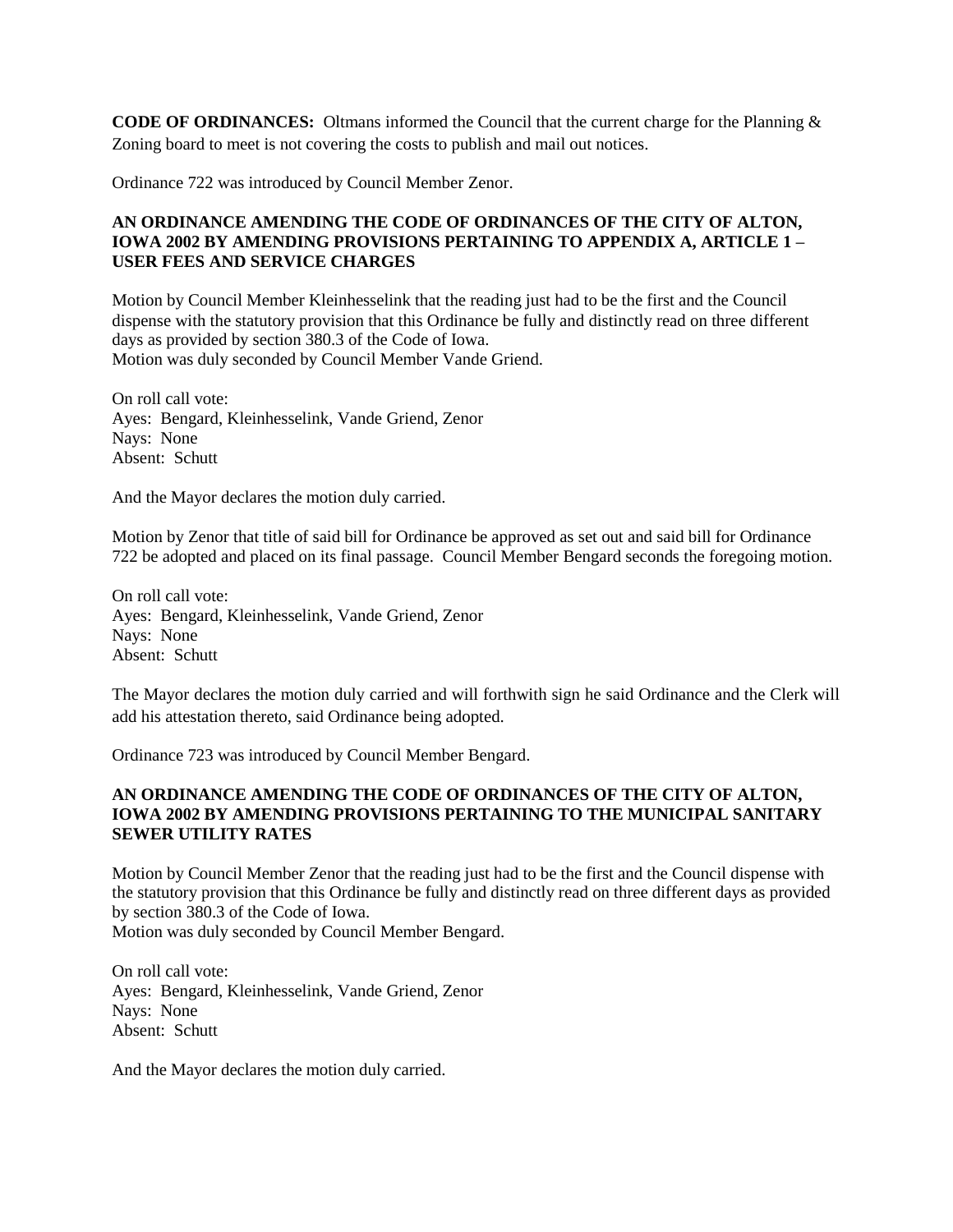**CODE OF ORDINANCES:** Oltmans informed the Council that the current charge for the Planning & Zoning board to meet is not covering the costs to publish and mail out notices.

Ordinance 722 was introduced by Council Member Zenor.

**AN ORDINANCE AMENDING THE CODE OF ORDINANCES OF THE CITY OF ALTON, IOWA 2002 BY AMENDING PROVISIONS PERTAINING TO APPENDIX A, ARTICLE 1 – USER FEES AND SERVICE CHARGES**

Motion by Council Member Kleinhesselink that the reading just had to be the first and the Council dispense with the statutory provision that this Ordinance be fully and distinctly read on three different days as provided by section 380.3 of the Code of Iowa.
Motion was duly seconded by Council Member Vande Griend.

On roll call vote:
Ayes: Bengard, Kleinhesselink, Vande Griend, Zenor
Nays: None
Absent: Schutt

And the Mayor declares the motion duly carried.

Motion by Zenor that title of said bill for Ordinance be approved as set out and said bill for Ordinance 722 be adopted and placed on its final passage. Council Member Bengard seconds the foregoing motion.

On roll call vote:
Ayes: Bengard, Kleinhesselink, Vande Griend, Zenor
Nays: None
Absent: Schutt

The Mayor declares the motion duly carried and will forthwith sign he said Ordinance and the Clerk will add his attestation thereto, said Ordinance being adopted.

Ordinance 723 was introduced by Council Member Bengard.

**AN ORDINANCE AMENDING THE CODE OF ORDINANCES OF THE CITY OF ALTON, IOWA 2002 BY AMENDING PROVISIONS PERTAINING TO THE MUNICIPAL SANITARY SEWER UTILITY RATES**

Motion by Council Member Zenor that the reading just had to be the first and the Council dispense with the statutory provision that this Ordinance be fully and distinctly read on three different days as provided by section 380.3 of the Code of Iowa.
Motion was duly seconded by Council Member Bengard.

On roll call vote:
Ayes: Bengard, Kleinhesselink, Vande Griend, Zenor
Nays: None
Absent: Schutt

And the Mayor declares the motion duly carried.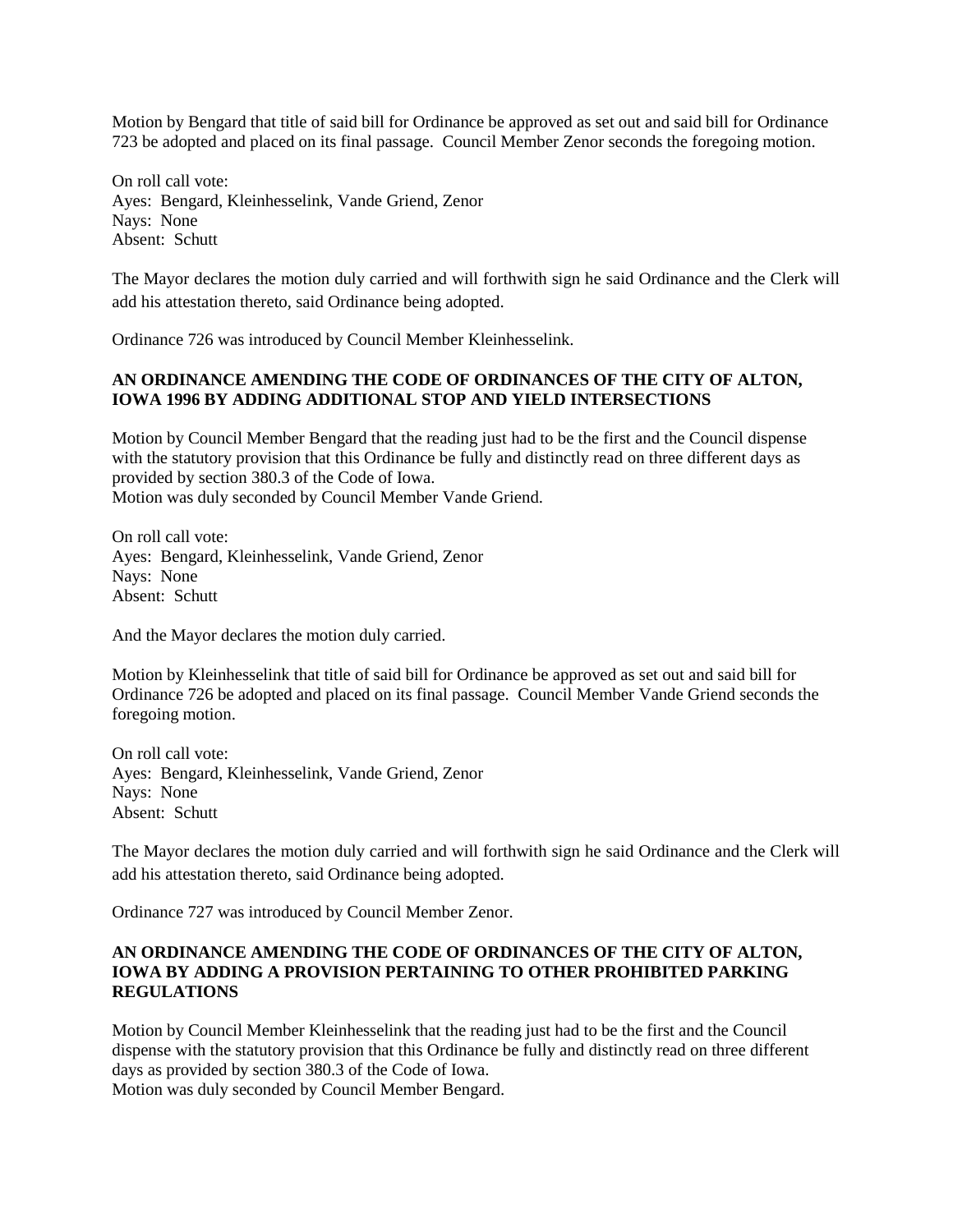Motion by Bengard that title of said bill for Ordinance be approved as set out and said bill for Ordinance 723 be adopted and placed on its final passage. Council Member Zenor seconds the foregoing motion.

On roll call vote:
Ayes: Bengard, Kleinhesselink, Vande Griend, Zenor
Nays: None
Absent: Schutt

The Mayor declares the motion duly carried and will forthwith sign he said Ordinance and the Clerk will add his attestation thereto, said Ordinance being adopted.

Ordinance 726 was introduced by Council Member Kleinhesselink.

**AN ORDINANCE AMENDING THE CODE OF ORDINANCES OF THE CITY OF ALTON, IOWA 1996 BY ADDING ADDITIONAL STOP AND YIELD INTERSECTIONS**

Motion by Council Member Bengard that the reading just had to be the first and the Council dispense with the statutory provision that this Ordinance be fully and distinctly read on three different days as provided by section 380.3 of the Code of Iowa.
Motion was duly seconded by Council Member Vande Griend.

On roll call vote:
Ayes: Bengard, Kleinhesselink, Vande Griend, Zenor
Nays: None
Absent: Schutt

And the Mayor declares the motion duly carried.

Motion by Kleinhesselink that title of said bill for Ordinance be approved as set out and said bill for Ordinance 726 be adopted and placed on its final passage. Council Member Vande Griend seconds the foregoing motion.

On roll call vote:
Ayes: Bengard, Kleinhesselink, Vande Griend, Zenor
Nays: None
Absent: Schutt

The Mayor declares the motion duly carried and will forthwith sign he said Ordinance and the Clerk will add his attestation thereto, said Ordinance being adopted.

Ordinance 727 was introduced by Council Member Zenor.

**AN ORDINANCE AMENDING THE CODE OF ORDINANCES OF THE CITY OF ALTON, IOWA BY ADDING A PROVISION PERTAINING TO OTHER PROHIBITED PARKING REGULATIONS**

Motion by Council Member Kleinhesselink that the reading just had to be the first and the Council dispense with the statutory provision that this Ordinance be fully and distinctly read on three different days as provided by section 380.3 of the Code of Iowa.
Motion was duly seconded by Council Member Bengard.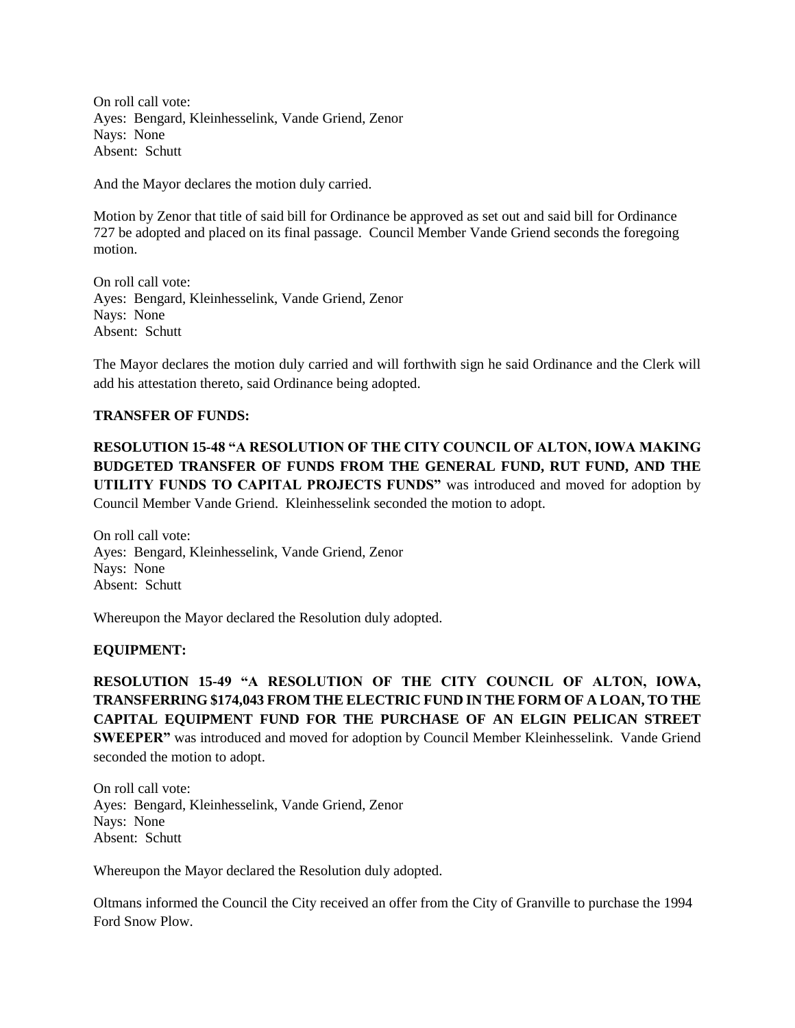On roll call vote:
Ayes: Bengard, Kleinhesselink, Vande Griend, Zenor
Nays: None
Absent: Schutt

And the Mayor declares the motion duly carried.

Motion by Zenor that title of said bill for Ordinance be approved as set out and said bill for Ordinance 727 be adopted and placed on its final passage. Council Member Vande Griend seconds the foregoing motion.

On roll call vote:
Ayes: Bengard, Kleinhesselink, Vande Griend, Zenor
Nays: None
Absent: Schutt

The Mayor declares the motion duly carried and will forthwith sign he said Ordinance and the Clerk will add his attestation thereto, said Ordinance being adopted.

**TRANSFER OF FUNDS:**

**RESOLUTION 15-48 "A RESOLUTION OF THE CITY COUNCIL OF ALTON, IOWA MAKING BUDGETED TRANSFER OF FUNDS FROM THE GENERAL FUND, RUT FUND, AND THE UTILITY FUNDS TO CAPITAL PROJECTS FUNDS"** was introduced and moved for adoption by Council Member Vande Griend. Kleinhesselink seconded the motion to adopt.

On roll call vote:
Ayes: Bengard, Kleinhesselink, Vande Griend, Zenor
Nays: None
Absent: Schutt

Whereupon the Mayor declared the Resolution duly adopted.

**EQUIPMENT:**

**RESOLUTION 15-49 "A RESOLUTION OF THE CITY COUNCIL OF ALTON, IOWA, TRANSFERRING $174,043 FROM THE ELECTRIC FUND IN THE FORM OF A LOAN, TO THE CAPITAL EQUIPMENT FUND FOR THE PURCHASE OF AN ELGIN PELICAN STREET SWEEPER"** was introduced and moved for adoption by Council Member Kleinhesselink. Vande Griend seconded the motion to adopt.

On roll call vote:
Ayes: Bengard, Kleinhesselink, Vande Griend, Zenor
Nays: None
Absent: Schutt

Whereupon the Mayor declared the Resolution duly adopted.

Oltmans informed the Council the City received an offer from the City of Granville to purchase the 1994 Ford Snow Plow.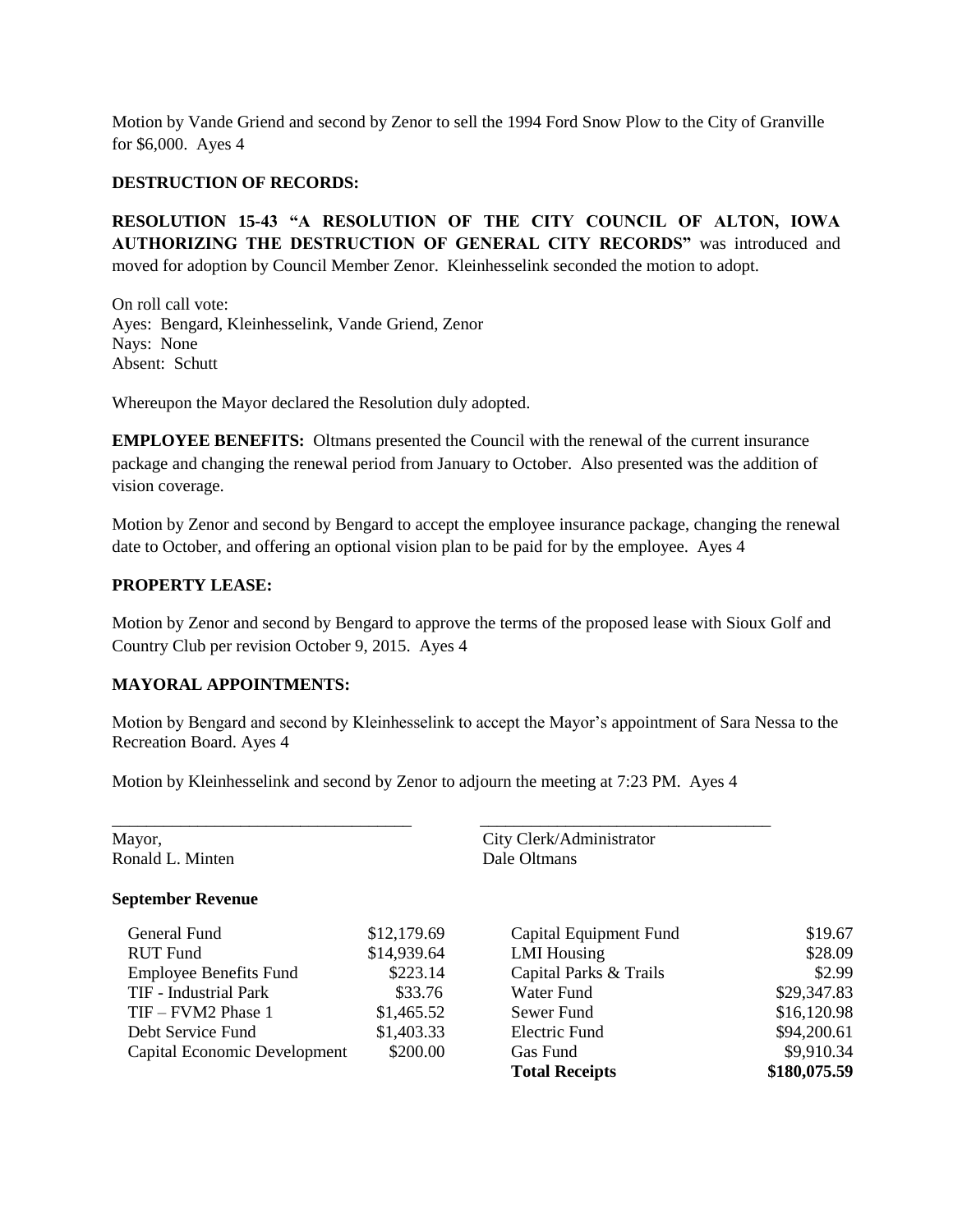Motion by Vande Griend and second by Zenor to sell the 1994 Ford Snow Plow to the City of Granville for $6,000. Ayes 4

**DESTRUCTION OF RECORDS:**

**RESOLUTION 15-43 "A RESOLUTION OF THE CITY COUNCIL OF ALTON, IOWA AUTHORIZING THE DESTRUCTION OF GENERAL CITY RECORDS"** was introduced and moved for adoption by Council Member Zenor. Kleinhesselink seconded the motion to adopt.

On roll call vote:
Ayes: Bengard, Kleinhesselink, Vande Griend, Zenor
Nays: None
Absent: Schutt

Whereupon the Mayor declared the Resolution duly adopted.

**EMPLOYEE BENEFITS:** Oltmans presented the Council with the renewal of the current insurance package and changing the renewal period from January to October. Also presented was the addition of vision coverage.

Motion by Zenor and second by Bengard to accept the employee insurance package, changing the renewal date to October, and offering an optional vision plan to be paid for by the employee. Ayes 4

**PROPERTY LEASE:**

Motion by Zenor and second by Bengard to approve the terms of the proposed lease with Sioux Golf and Country Club per revision October 9, 2015. Ayes 4

**MAYORAL APPOINTMENTS:**

Motion by Bengard and second by Kleinhesselink to accept the Mayor's appointment of Sara Nessa to the Recreation Board. Ayes 4

Motion by Kleinhesselink and second by Zenor to adjourn the meeting at 7:23 PM. Ayes 4

\_\_\_\_\_\_\_\_\_\_\_\_\_\_\_\_\_\_\_\_\_\_\_\_\_\_\_\_\_\_\_\_\_\_\_ \_\_\_\_\_\_\_\_\_\_\_\_\_\_\_\_\_\_\_\_\_\_\_\_\_\_\_\_\_\_\_\_\_\_\_

Mayor, Ronald L. Minten

City Clerk/Administrator Dale Oltmans

**September Revenue**

| | | | |
|---|---|---|---|
| General Fund | $12,179.69 | Capital Equipment Fund | $19.67 |
| RUT Fund | $14,939.64 | LMI Housing | $28.09 |
| Employee Benefits Fund | $223.14 | Capital Parks & Trails | $2.99 |
| TIF - Industrial Park | $33.76 | Water Fund | $29,347.83 |
| TIF – FVM2 Phase 1 | $1,465.52 | Sewer Fund | $16,120.98 |
| Debt Service Fund | $1,403.33 | Electric Fund | $94,200.61 |
| Capital Economic Development | $200.00 | Gas Fund | $9,910.34 |
| | | **Total Receipts** | **$180,075.59** |